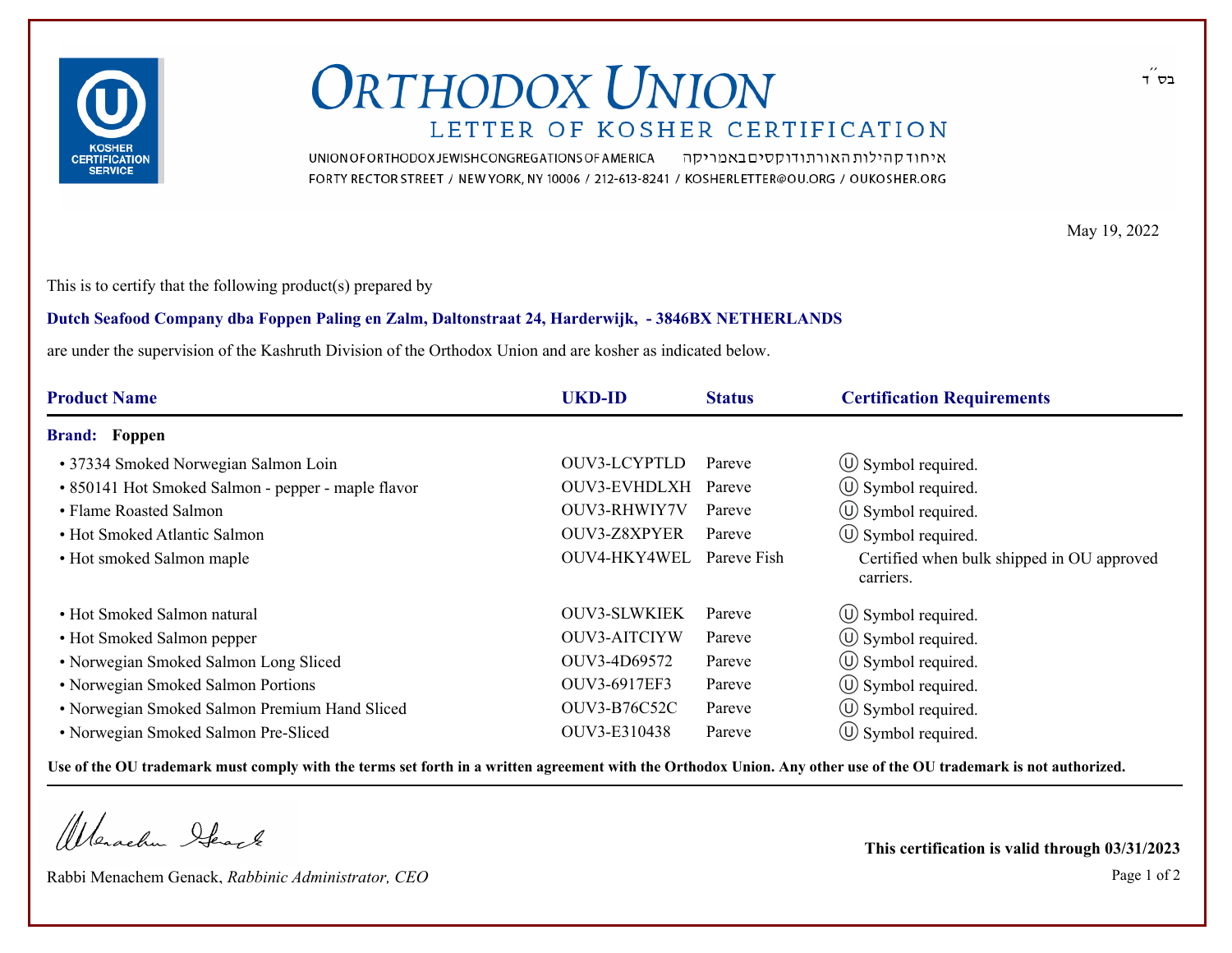בס״ד

# ORTHODOX UNION

## LETTER OF KOSHER CERTIFICATION

UNION OF ORTHODOX JEWISH CONGREGATIONS OF AMERICA איחוד קהילות האורתודוקסים באמריקה

FORTY RECTOR STREET / NEW YORK, NY 10006 / 212-613-8241 / KOSHERLETTER@OU.ORG / OUKOSHER.ORG

May 19, 2022

This is to certify that the following product(s) prepared by

**Dutch Seafood Company dba Foppen Paling en Zalm, Daltonstraat 24, Harderwijk, - 3846BX NETHERLANDS**

are under the supervision of the Kashruth Division of the Orthodox Union and are kosher as indicated below.

| Product Name | UKD-ID | Status | Certification Requirements |
|---|---|---|---|
| **Brand: Foppen** | | | |
| • 37334 Smoked Norwegian Salmon Loin | OUV3-LCYPTLD | Pareve | Ⓤ Symbol required. |
| • 850141 Hot Smoked Salmon - pepper - maple flavor | OUV3-EVHDLXH | Pareve | Ⓤ Symbol required. |
| • Flame Roasted Salmon | OUV3-RHWIY7V | Pareve | Ⓤ Symbol required. |
| • Hot Smoked Atlantic Salmon | OUV3-Z8XPYER | Pareve | Ⓤ Symbol required. |
| • Hot smoked Salmon maple | OUV4-HKY4WEL | Pareve Fish | Certified when bulk shipped in OU approved carriers. |
| • Hot Smoked Salmon natural | OUV3-SLWKIEK | Pareve | Ⓤ Symbol required. |
| • Hot Smoked Salmon pepper | OUV3-AITCIYW | Pareve | Ⓤ Symbol required. |
| • Norwegian Smoked Salmon Long Sliced | OUV3-4D69572 | Pareve | Ⓤ Symbol required. |
| • Norwegian Smoked Salmon Portions | OUV3-6917EF3 | Pareve | Ⓤ Symbol required. |
| • Norwegian Smoked Salmon Premium Hand Sliced | OUV3-B76C52C | Pareve | Ⓤ Symbol required. |
| • Norwegian Smoked Salmon Pre-Sliced | OUV3-E310438 | Pareve | Ⓤ Symbol required. |

**Use of the OU trademark must comply with the terms set forth in a written agreement with the Orthodox Union. Any other use of the OU trademark is not authorized.**

Rabbi Menachem Genack, *Rabbinic Administrator, CEO*

**This certification is valid through 03/31/2023**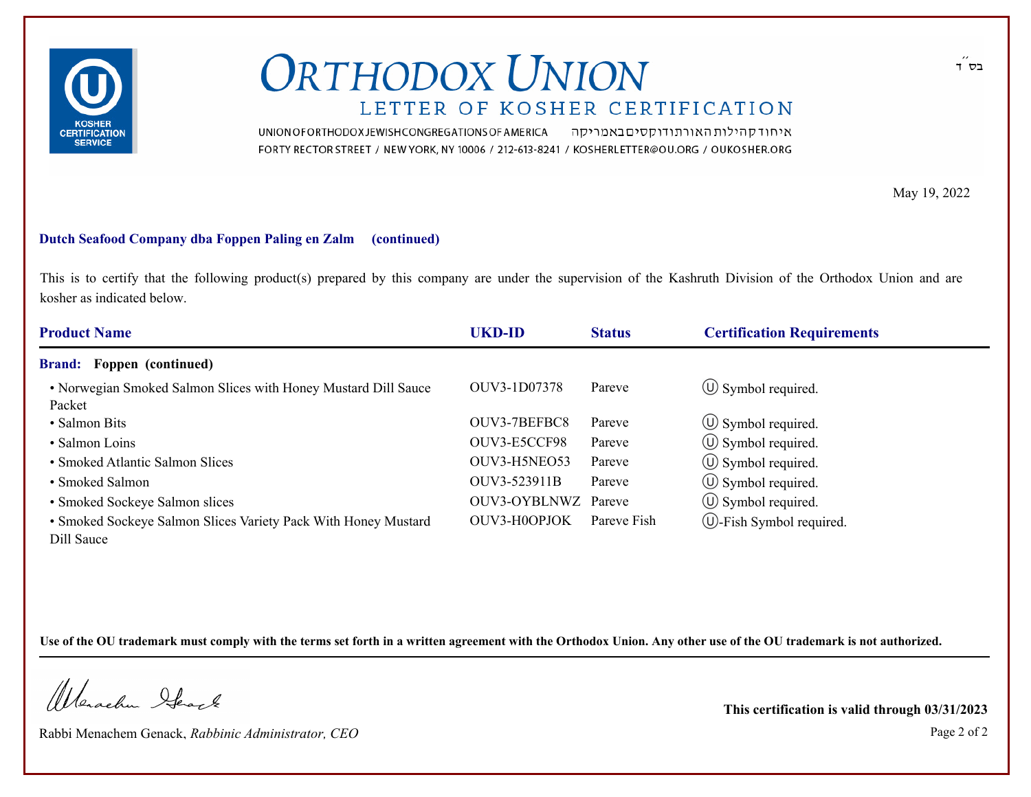בס"ד

# ORTHODOX UNION

## LETTER OF KOSHER CERTIFICATION

UNION OF ORTHODOX JEWISH CONGREGATIONS OF AMERICA איחוד קהילות האורתודוקסים באמריקה
FORTY RECTOR STREET / NEW YORK, NY 10006 / 212-613-8241 / KOSHERLETTER@OU.ORG / OUKOSHER.ORG

May 19, 2022

**Dutch Seafood Company dba Foppen Paling en Zalm (continued)**

This is to certify that the following product(s) prepared by this company are under the supervision of the Kashruth Division of the Orthodox Union and are kosher as indicated below.

| Product Name | UKD-ID | Status | Certification Requirements |
|---|---|---|---|
| **Brand: Foppen (continued)** | | | |
| • Norwegian Smoked Salmon Slices with Honey Mustard Dill Sauce Packet | OUV3-1D07378 | Pareve | Ⓤ Symbol required. |
| • Salmon Bits | OUV3-7BEFBC8 | Pareve | Ⓤ Symbol required. |
| • Salmon Loins | OUV3-E5CCF98 | Pareve | Ⓤ Symbol required. |
| • Smoked Atlantic Salmon Slices | OUV3-H5NEO53 | Pareve | Ⓤ Symbol required. |
| • Smoked Salmon | OUV3-523911B | Pareve | Ⓤ Symbol required. |
| • Smoked Sockeye Salmon slices | OUV3-OYBLNWZ | Pareve | Ⓤ Symbol required. |
| • Smoked Sockeye Salmon Slices Variety Pack With Honey Mustard Dill Sauce | OUV3-H0OPJOK | Pareve Fish | Ⓤ-Fish Symbol required. |

**Use of the OU trademark must comply with the terms set forth in a written agreement with the Orthodox Union. Any other use of the OU trademark is not authorized.**

Rabbi Menachem Genack, *Rabbinic Administrator, CEO*

**This certification is valid through 03/31/2023**